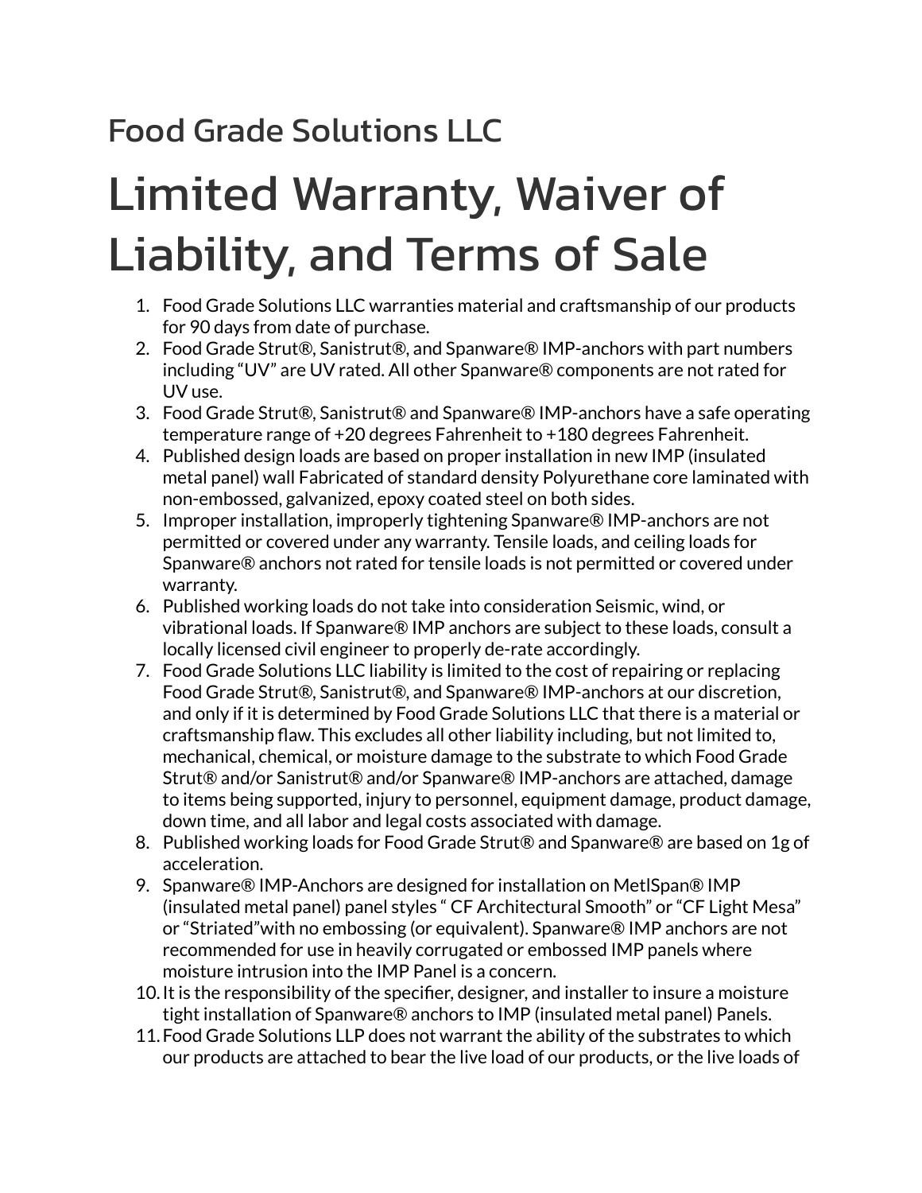## Food Grade Solutions LLC

# Limited Warranty, Waiver of Liability, and Terms of Sale

1. Food Grade Solutions LLC warranties material and craftsmanship of our products for 90 days from date of purchase.
2. Food Grade Strut®, Sanistrut®, and Spanware® IMP-anchors with part numbers including “UV” are UV rated. All other Spanware® components are not rated for UV use.
3. Food Grade Strut®, Sanistrut® and Spanware® IMP-anchors have a safe operating temperature range of +20 degrees Fahrenheit to +180 degrees Fahrenheit.
4. Published design loads are based on proper installation in new IMP (insulated metal panel) wall Fabricated of standard density Polyurethane core laminated with non-embossed, galvanized, epoxy coated steel on both sides.
5. Improper installation, improperly tightening Spanware® IMP-anchors are not permitted or covered under any warranty. Tensile loads, and ceiling loads for Spanware® anchors not rated for tensile loads is not permitted or covered under warranty.
6. Published working loads do not take into consideration Seismic, wind, or vibrational loads. If Spanware® IMP anchors are subject to these loads, consult a locally licensed civil engineer to properly de-rate accordingly.
7. Food Grade Solutions LLC liability is limited to the cost of repairing or replacing Food Grade Strut®, Sanistrut®, and Spanware® IMP-anchors at our discretion, and only if it is determined by Food Grade Solutions LLC that there is a material or craftsmanship flaw. This excludes all other liability including, but not limited to, mechanical, chemical, or moisture damage to the substrate to which Food Grade Strut® and/or Sanistrut® and/or Spanware® IMP-anchors are attached, damage to items being supported, injury to personnel, equipment damage, product damage, down time, and all labor and legal costs associated with damage.
8. Published working loads for Food Grade Strut® and Spanware® are based on 1g of acceleration.
9. Spanware® IMP-Anchors are designed for installation on MetlSpan® IMP (insulated metal panel) panel styles “ CF Architectural Smooth” or “CF Light Mesa” or “Striated”with no embossing (or equivalent). Spanware® IMP anchors are not recommended for use in heavily corrugated or embossed IMP panels where moisture intrusion into the IMP Panel is a concern.
10. It is the responsibility of the specifier, designer, and installer to insure a moisture tight installation of Spanware® anchors to IMP (insulated metal panel) Panels.
11. Food Grade Solutions LLP does not warrant the ability of the substrates to which our products are attached to bear the live load of our products, or the live loads of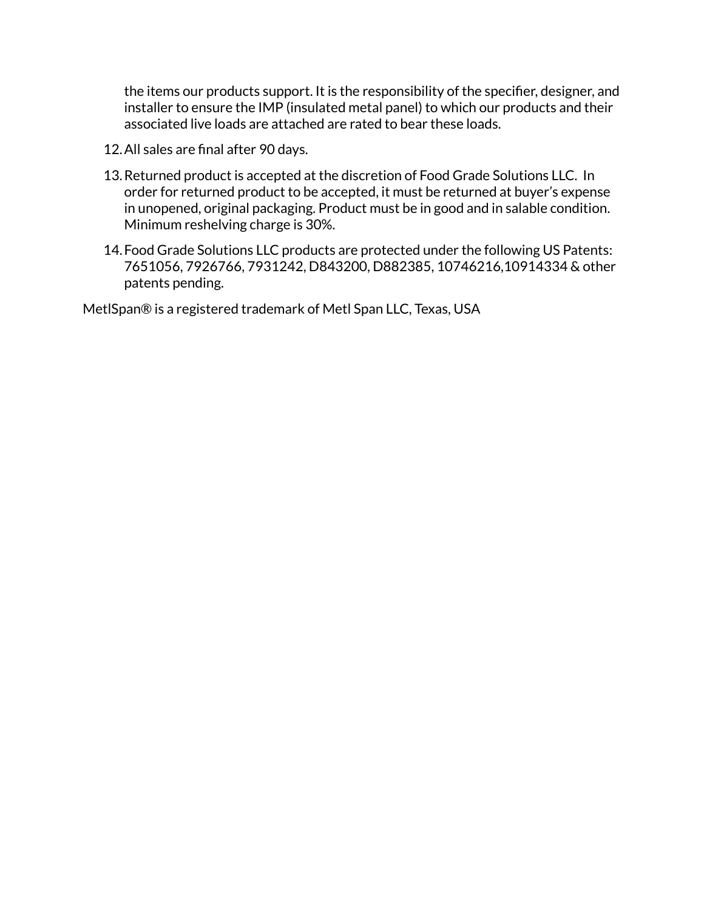the items our products support. It is the responsibility of the specifier, designer, and installer to ensure the IMP (insulated metal panel) to which our products and their associated live loads are attached are rated to bear these loads.

12. All sales are final after 90 days.
13. Returned product is accepted at the discretion of Food Grade Solutions LLC. In order for returned product to be accepted, it must be returned at buyer's expense in unopened, original packaging. Product must be in good and in salable condition. Minimum reshelving charge is 30%.
14. Food Grade Solutions LLC products are protected under the following US Patents: 7651056, 7926766, 7931242, D843200, D882385, 10746216,10914334 & other patents pending.

MetlSpan® is a registered trademark of Metl Span LLC, Texas, USA